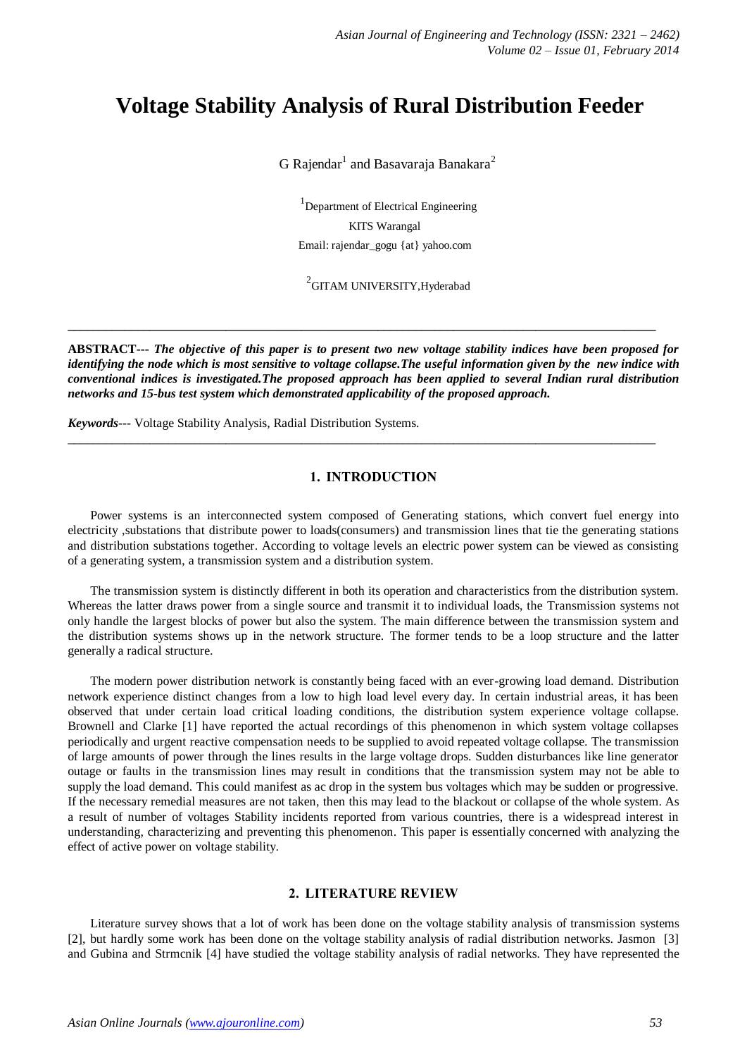# Voltage Stability Analysis of Rural Distribution Feeder

G Rajendar[1] and Basavaraja Banakara[2]

[1]Department of Electrical Engineering
KITS Warangal
Email: rajendar_gogu {at} yahoo.com

[2]GITAM UNIVERSITY,Hyderabad

---

**ABSTRACT---** ***The objective of this paper is to present two new voltage stability indices have been proposed for identifying the node which is most sensitive to voltage collapse.The useful information given by the new indice with conventional indices is investigated.The proposed approach has been applied to several Indian rural distribution networks and 15-bus test system which demonstrated applicability of the proposed approach.***

***Keywords***--- Voltage Stability Analysis, Radial Distribution Systems.

---

## 1. INTRODUCTION

Power systems is an interconnected system composed of Generating stations, which convert fuel energy into electricity ,substations that distribute power to loads(consumers) and transmission lines that tie the generating stations and distribution substations together. According to voltage levels an electric power system can be viewed as consisting of a generating system, a transmission system and a distribution system.

The transmission system is distinctly different in both its operation and characteristics from the distribution system. Whereas the latter draws power from a single source and transmit it to individual loads, the Transmission systems not only handle the largest blocks of power but also the system. The main difference between the transmission system and the distribution systems shows up in the network structure. The former tends to be a loop structure and the latter generally a radical structure.

The modern power distribution network is constantly being faced with an ever-growing load demand. Distribution network experience distinct changes from a low to high load level every day. In certain industrial areas, it has been observed that under certain load critical loading conditions, the distribution system experience voltage collapse. Brownell and Clarke [1] have reported the actual recordings of this phenomenon in which system voltage collapses periodically and urgent reactive compensation needs to be supplied to avoid repeated voltage collapse. The transmission of large amounts of power through the lines results in the large voltage drops. Sudden disturbances like line generator outage or faults in the transmission lines may result in conditions that the transmission system may not be able to supply the load demand. This could manifest as ac drop in the system bus voltages which may be sudden or progressive. If the necessary remedial measures are not taken, then this may lead to the blackout or collapse of the whole system. As a result of number of voltages Stability incidents reported from various countries, there is a widespread interest in understanding, characterizing and preventing this phenomenon. This paper is essentially concerned with analyzing the effect of active power on voltage stability.

## 2. LITERATURE REVIEW

Literature survey shows that a lot of work has been done on the voltage stability analysis of transmission systems [2], but hardly some work has been done on the voltage stability analysis of radial distribution networks. Jasmon [3] and Gubina and Strmcnik [4] have studied the voltage stability analysis of radial networks. They have represented the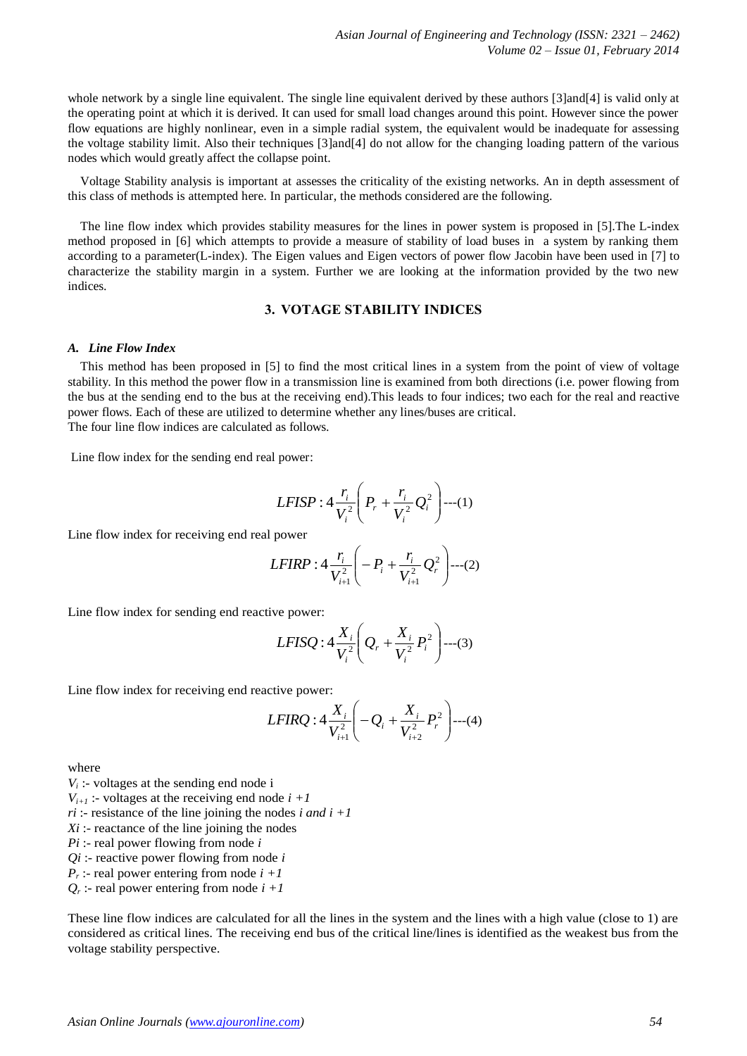whole network by a single line equivalent. The single line equivalent derived by these authors [3]and[4] is valid only at the operating point at which it is derived. It can used for small load changes around this point. However since the power flow equations are highly nonlinear, even in a simple radial system, the equivalent would be inadequate for assessing the voltage stability limit. Also their techniques [3]and[4] do not allow for the changing loading pattern of the various nodes which would greatly affect the collapse point.

Voltage Stability analysis is important at assesses the criticality of the existing networks. An in depth assessment of this class of methods is attempted here. In particular, the methods considered are the following.

The line flow index which provides stability measures for the lines in power system is proposed in [5].The L-index method proposed in [6] which attempts to provide a measure of stability of load buses in a system by ranking them according to a parameter(L-index). The Eigen values and Eigen vectors of power flow Jacobin have been used in [7] to characterize the stability margin in a system. Further we are looking at the information provided by the two new indices.

## 3. VOTAGE STABILITY INDICES

### *A. Line Flow Index*

This method has been proposed in [5] to find the most critical lines in a system from the point of view of voltage stability. In this method the power flow in a transmission line is examined from both directions (i.e. power flowing from the bus at the sending end to the bus at the receiving end).This leads to four indices; two each for the real and reactive power flows. Each of these are utilized to determine whether any lines/buses are critical.
The four line flow indices are calculated as follows.

Line flow index for the sending end real power:

$$LFISP: 4\frac{r_i}{V_i^2}\left(P_r + \frac{r_i}{V_i^2}Q_i^2\right) \text{---(1)}$$

Line flow index for receiving end real power

$$LFIRP: 4\frac{r_i}{V_{i+1}^2}\left(-P_i + \frac{r_i}{V_{i+1}^2}Q_r^2\right) \text{---(2)}$$

Line flow index for sending end reactive power:

$$LFISQ: 4\frac{X_i}{V_i^2}\left(Q_r + \frac{X_i}{V_i^2}P_i^2\right) \text{---(3)}$$

Line flow index for receiving end reactive power:

$$LFIRQ: 4\frac{X_i}{V_{i+1}^2}\left(-Q_i + \frac{X_i}{V_{i+2}^2}P_r^2\right) \text{---(4)}$$

where

$V_i$ :- voltages at the sending end node i
$V_{i+1}$ :- voltages at the receiving end node $i+1$
$r_i$ :- resistance of the line joining the nodes *i and* $i+1$
$X_i$ :- reactance of the line joining the nodes
$P_i$ :- real power flowing from node *i*
$Q_i$ :- reactive power flowing from node *i*
$P_r$ :- real power entering from node $i+1$
$Q_r$ :- real power entering from node $i+1$

These line flow indices are calculated for all the lines in the system and the lines with a high value (close to 1) are considered as critical lines. The receiving end bus of the critical line/lines is identified as the weakest bus from the voltage stability perspective.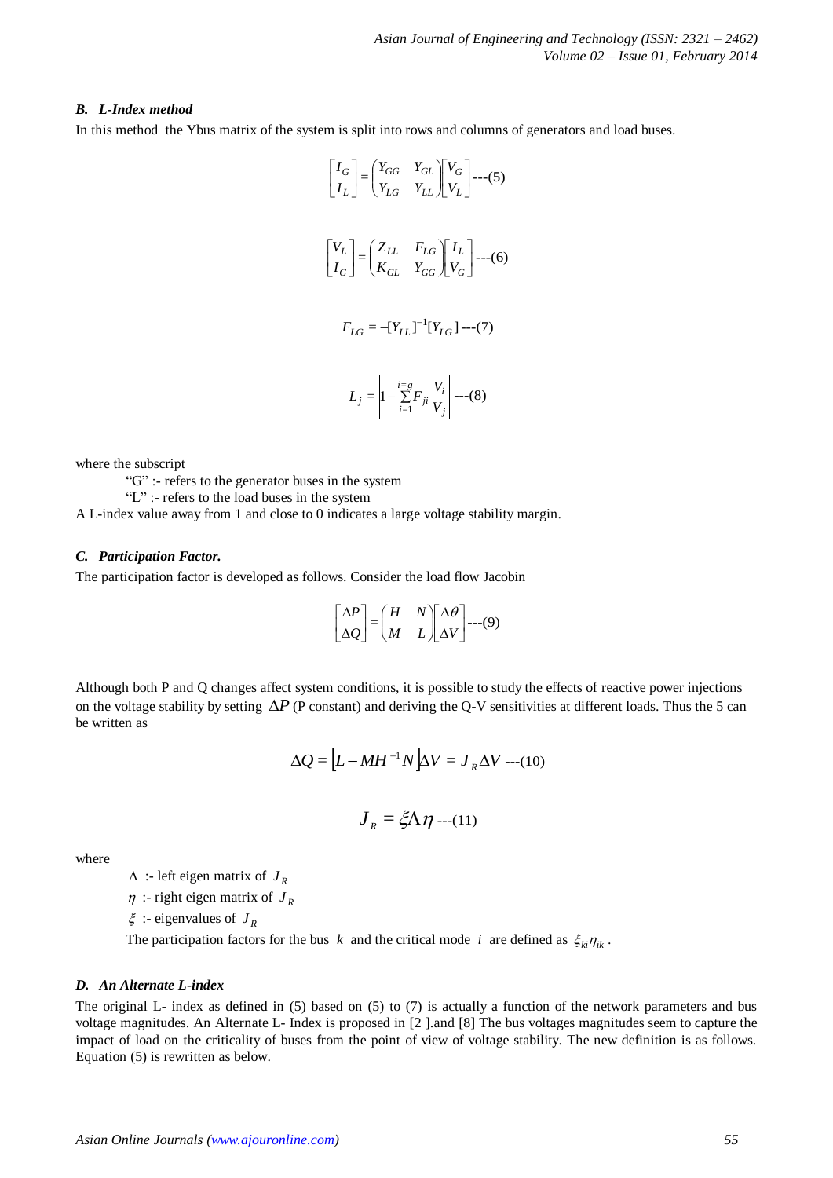### *B. L-Index method*

In this method the Ybus matrix of the system is split into rows and columns of generators and load buses.

$$\begin{bmatrix} I_G \\ I_L \end{bmatrix} = \begin{pmatrix} Y_{GG} & Y_{GL} \\ Y_{LG} & Y_{LL} \end{pmatrix} \begin{bmatrix} V_G \\ V_L \end{bmatrix} \text{---(5)}$$

$$\begin{bmatrix} V_L \\ I_G \end{bmatrix} = \begin{pmatrix} Z_{LL} & F_{LG} \\ K_{GL} & Y_{GG} \end{pmatrix} \begin{bmatrix} I_L \\ V_G \end{bmatrix} \text{---(6)}$$

$$F_{LG} = -[Y_{LL}]^{-1}[Y_{LG}] \text{---(7)}$$

$$L_j = \left| 1 - \sum_{i=1}^{i=g} F_{ji} \frac{V_i}{V_j} \right| \text{---(8)}$$

where the subscript

"G" :- refers to the generator buses in the system

"L" :- refers to the load buses in the system

A L-index value away from 1 and close to 0 indicates a large voltage stability margin.

### *C. Participation Factor.*

The participation factor is developed as follows. Consider the load flow Jacobin

$$\begin{bmatrix} \Delta P \\ \Delta Q \end{bmatrix} = \begin{pmatrix} H & N \\ M & L \end{pmatrix} \begin{bmatrix} \Delta \theta \\ \Delta V \end{bmatrix} \text{---(9)}$$

Although both P and Q changes affect system conditions, it is possible to study the effects of reactive power injections on the voltage stability by setting $\Delta P$ (P constant) and deriving the Q-V sensitivities at different loads. Thus the 5 can be written as

$$\Delta Q = \left[ L - MH^{-1}N \right] \Delta V = J_R \Delta V \text{---(10)}$$

$$J_R = \xi \Lambda \eta \text{---(11)}$$

where

$\Lambda$ :- left eigen matrix of $J_R$

$\eta$ :- right eigen matrix of $J_R$

$\xi$ :- eigenvalues of $J_R$

The participation factors for the bus $k$ and the critical mode $i$ are defined as $\xi_{ki}\eta_{ik}$.

### *D. An Alternate L-index*

The original L- index as defined in (5) based on (5) to (7) is actually a function of the network parameters and bus voltage magnitudes. An Alternate L- Index is proposed in [2 ].and [8] The bus voltages magnitudes seem to capture the impact of load on the criticality of buses from the point of view of voltage stability. The new definition is as follows. Equation (5) is rewritten as below.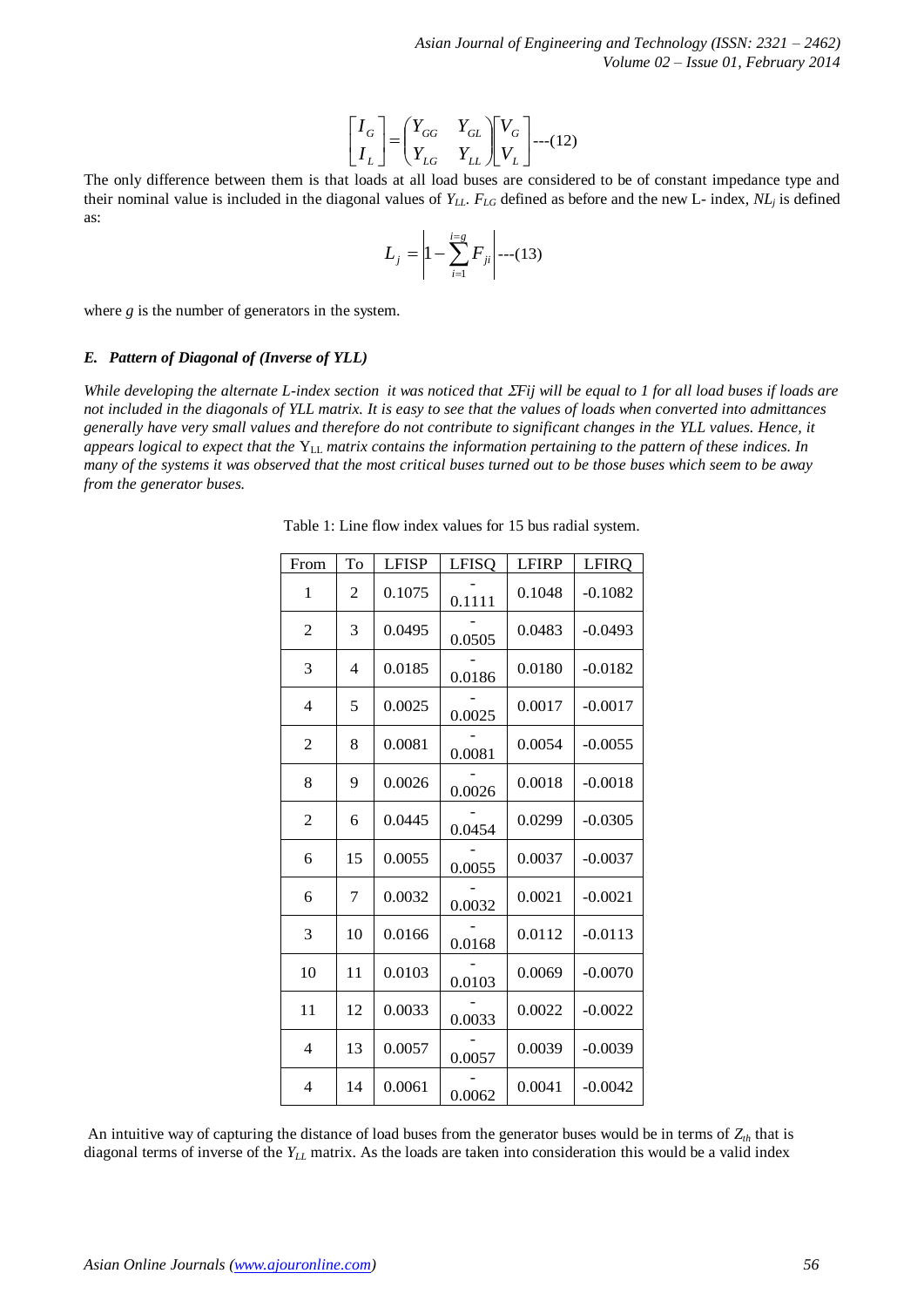$$\begin{bmatrix} I_G \\ I_L \end{bmatrix} = \begin{pmatrix} Y_{GG} & Y_{GL} \\ Y_{LG} & Y_{LL} \end{pmatrix} \begin{bmatrix} V_G \\ V_L \end{bmatrix} \text{---(12)}$$

The only difference between them is that loads at all load buses are considered to be of constant impedance type and their nominal value is included in the diagonal values of $Y_{LL}$. $F_{LG}$ defined as before and the new L- index, $NL_j$ is defined as:

$$L_j = \left| 1 - \sum_{i=1}^{i=g} F_{ji} \right| \text{---(13)}$$

where $g$ is the number of generators in the system.

### *E. Pattern of Diagonal of (Inverse of YLL)*

*While developing the alternate L-index section it was noticed that ΣFij will be equal to 1 for all load buses if loads are not included in the diagonals of YLL matrix. It is easy to see that the values of loads when converted into admittances generally have very small values and therefore do not contribute to significant changes in the YLL values. Hence, it appears logical to expect that the* $Y_{LL}$ *matrix contains the information pertaining to the pattern of these indices. In many of the systems it was observed that the most critical buses turned out to be those buses which seem to be away from the generator buses.*

Table 1: Line flow index values for 15 bus radial system.

| From | To | LFISP | LFISQ | LFIRP | LFIRQ |
|---|---|---|---|---|---|
| 1 | 2 | 0.1075 | -0.1111 | 0.1048 | -0.1082 |
| 2 | 3 | 0.0495 | -0.0505 | 0.0483 | -0.0493 |
| 3 | 4 | 0.0185 | -0.0186 | 0.0180 | -0.0182 |
| 4 | 5 | 0.0025 | -0.0025 | 0.0017 | -0.0017 |
| 2 | 8 | 0.0081 | -0.0081 | 0.0054 | -0.0055 |
| 8 | 9 | 0.0026 | -0.0026 | 0.0018 | -0.0018 |
| 2 | 6 | 0.0445 | -0.0454 | 0.0299 | -0.0305 |
| 6 | 15 | 0.0055 | -0.0055 | 0.0037 | -0.0037 |
| 6 | 7 | 0.0032 | -0.0032 | 0.0021 | -0.0021 |
| 3 | 10 | 0.0166 | -0.0168 | 0.0112 | -0.0113 |
| 10 | 11 | 0.0103 | -0.0103 | 0.0069 | -0.0070 |
| 11 | 12 | 0.0033 | -0.0033 | 0.0022 | -0.0022 |
| 4 | 13 | 0.0057 | -0.0057 | 0.0039 | -0.0039 |
| 4 | 14 | 0.0061 | -0.0062 | 0.0041 | -0.0042 |

An intuitive way of capturing the distance of load buses from the generator buses would be in terms of $Z_{th}$ that is diagonal terms of inverse of the $Y_{LL}$ matrix. As the loads are taken into consideration this would be a valid index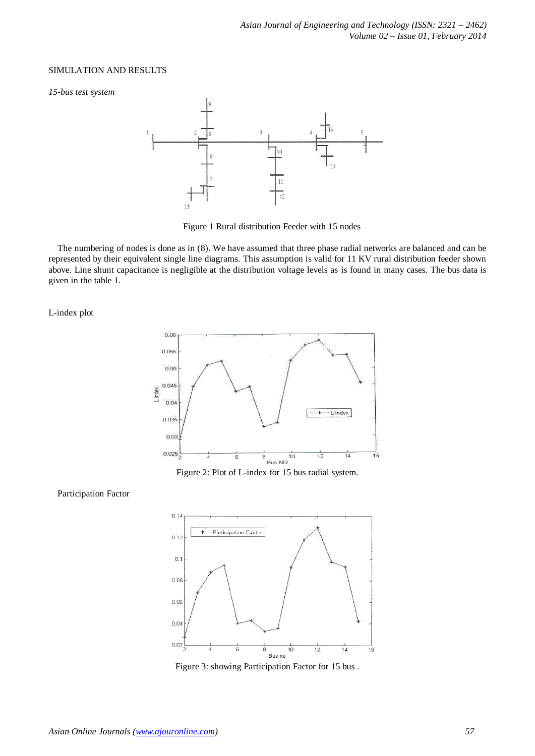SIMULATION AND RESULTS

*15-bus test system*

Figure 1 Rural distribution Feeder with 15 nodes

The numbering of nodes is done as in (8). We have assumed that three phase radial networks are balanced and can be represented by their equivalent single line diagrams. This assumption is valid for 11 KV rural distribution feeder shown above. Line shunt capacitance is negligible at the distribution voltage levels as is found in many cases. The bus data is given in the table 1.

L-index plot

Figure 2: Plot of L-index for 15 bus radial system.

Participation Factor

Figure 3: showing Participation Factor for 15 bus .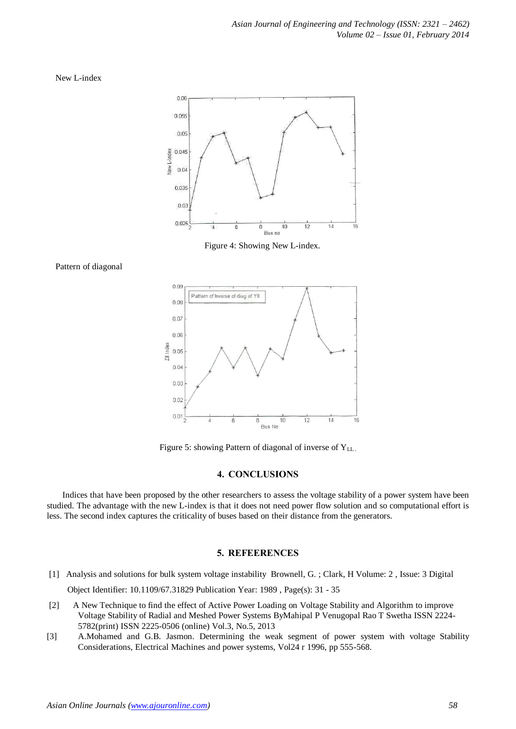New L-index

Figure 4: Showing New L-index.

Pattern of diagonal

Figure 5: showing Pattern of diagonal of inverse of $Y_{LL}$.

## 4. CONCLUSIONS

Indices that have been proposed by the other researchers to assess the voltage stability of a power system have been studied. The advantage with the new L-index is that it does not need power flow solution and so computational effort is less. The second index captures the criticality of buses based on their distance from the generators.

## 5. REFEERENCES

[1] Analysis and solutions for bulk system voltage instability Brownell, G. ; Clark, H Volume: 2 , Issue: 3 Digital Object Identifier: 10.1109/67.31829 Publication Year: 1989 , Page(s): 31 - 35

[2] A New Technique to find the effect of Active Power Loading on Voltage Stability and Algorithm to improve Voltage Stability of Radial and Meshed Power Systems ByMahipal P Venugopal Rao T Swetha ISSN 2224-5782(print) ISSN 2225-0506 (online) Vol.3, No.5, 2013

[3] A.Mohamed and G.B. Jasmon. Determining the weak segment of power system with voltage Stability Considerations, Electrical Machines and power systems, Vol24 r 1996, pp 555-568.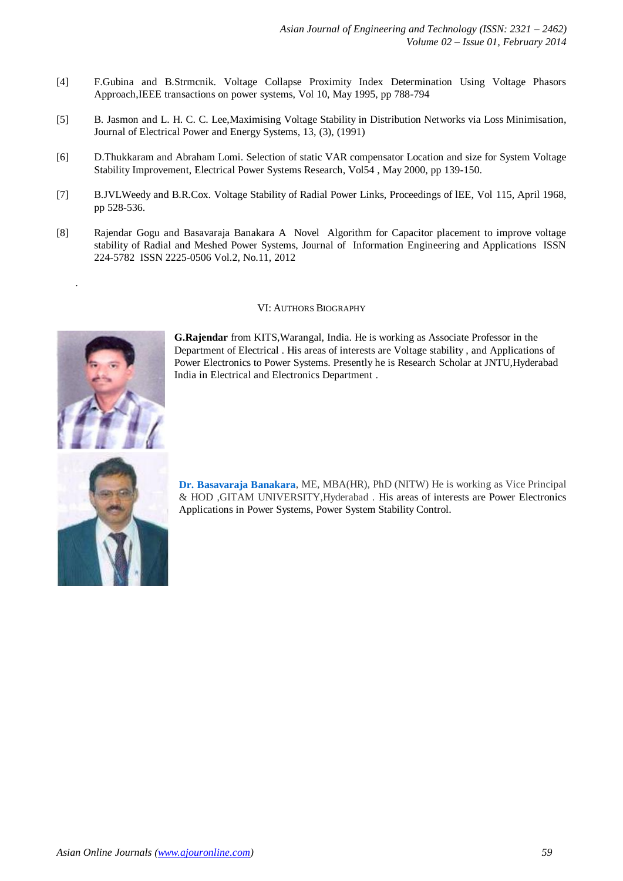[4] F.Gubina and B.Strmcnik. Voltage Collapse Proximity Index Determination Using Voltage Phasors Approach,IEEE transactions on power systems, Vol 10, May 1995, pp 788-794

[5] B. Jasmon and L. H. C. C. Lee,Maximising Voltage Stability in Distribution Networks via Loss Minimisation, Journal of Electrical Power and Energy Systems, 13, (3), (1991)

[6] D.Thukkaram and Abraham Lomi. Selection of static VAR compensator Location and size for System Voltage Stability Improvement, Electrical Power Systems Research, Vol54 , May 2000, pp 139-150.

[7] B.JVLWeedy and B.R.Cox. Voltage Stability of Radial Power Links, Proceedings of lEE, Vol 115, April 1968, pp 528-536.

[8] Rajendar Gogu and Basavaraja Banakara A Novel Algorithm for Capacitor placement to improve voltage stability of Radial and Meshed Power Systems, Journal of Information Engineering and Applications ISSN 224-5782 ISSN 2225-0506 Vol.2, No.11, 2012

.

## VI: Authors Biography

**G.Rajendar** from KITS,Warangal, India. He is working as Associate Professor in the Department of Electrical . His areas of interests are Voltage stability , and Applications of Power Electronics to Power Systems. Presently he is Research Scholar at JNTU,Hyderabad India in Electrical and Electronics Department .

**Dr. Basavaraja Banakara**, ME, MBA(HR), PhD (NITW) He is working as Vice Principal & HOD ,GITAM UNIVERSITY,Hyderabad . His areas of interests are Power Electronics Applications in Power Systems, Power System Stability Control.